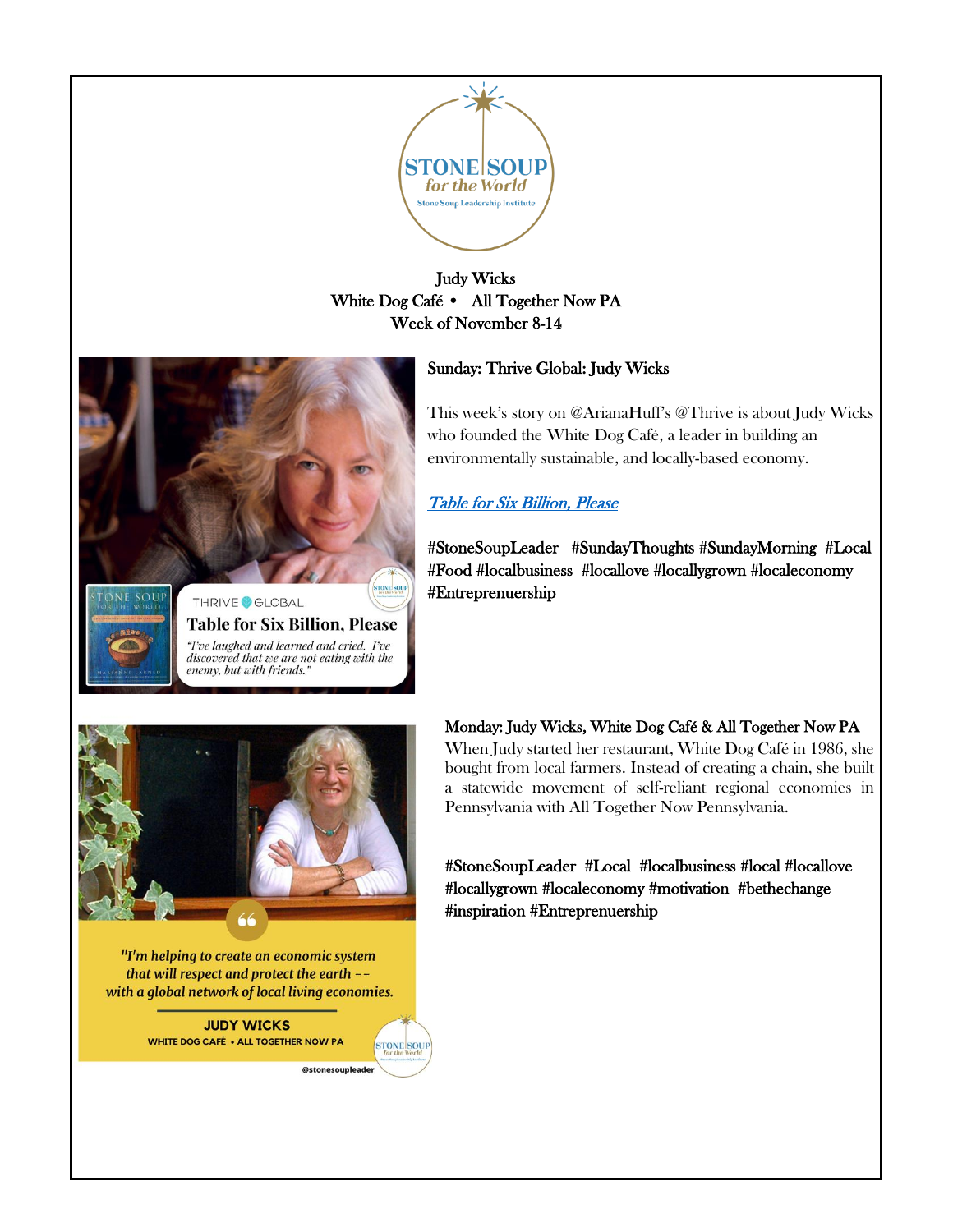Judy Wicks
White Dog Café • All Together Now PA
Week of November 8-14

## Sunday: Thrive Global: Judy Wicks

This week's story on @ArianaHuff's @Thrive is about Judy Wicks who founded the White Dog Café, a leader in building an environmentally sustainable, and locally-based economy.

*Table for Six Billion, Please*

#StoneSoupLeader #SundayThoughts #SundayMorning #Local #Food #localbusiness #locallove #locallygrown #localeconomy #Entrepreneurship

## Monday: Judy Wicks, White Dog Café & All Together Now PA

When Judy started her restaurant, White Dog Café in 1986, she bought from local farmers. Instead of creating a chain, she built a statewide movement of self-reliant regional economies in Pennsylvania with All Together Now Pennsylvania.

#StoneSoupLeader #Local #localbusiness #local #locallove #locallygrown #localeconomy #motivation #bethechange #inspiration #Entrepreneurship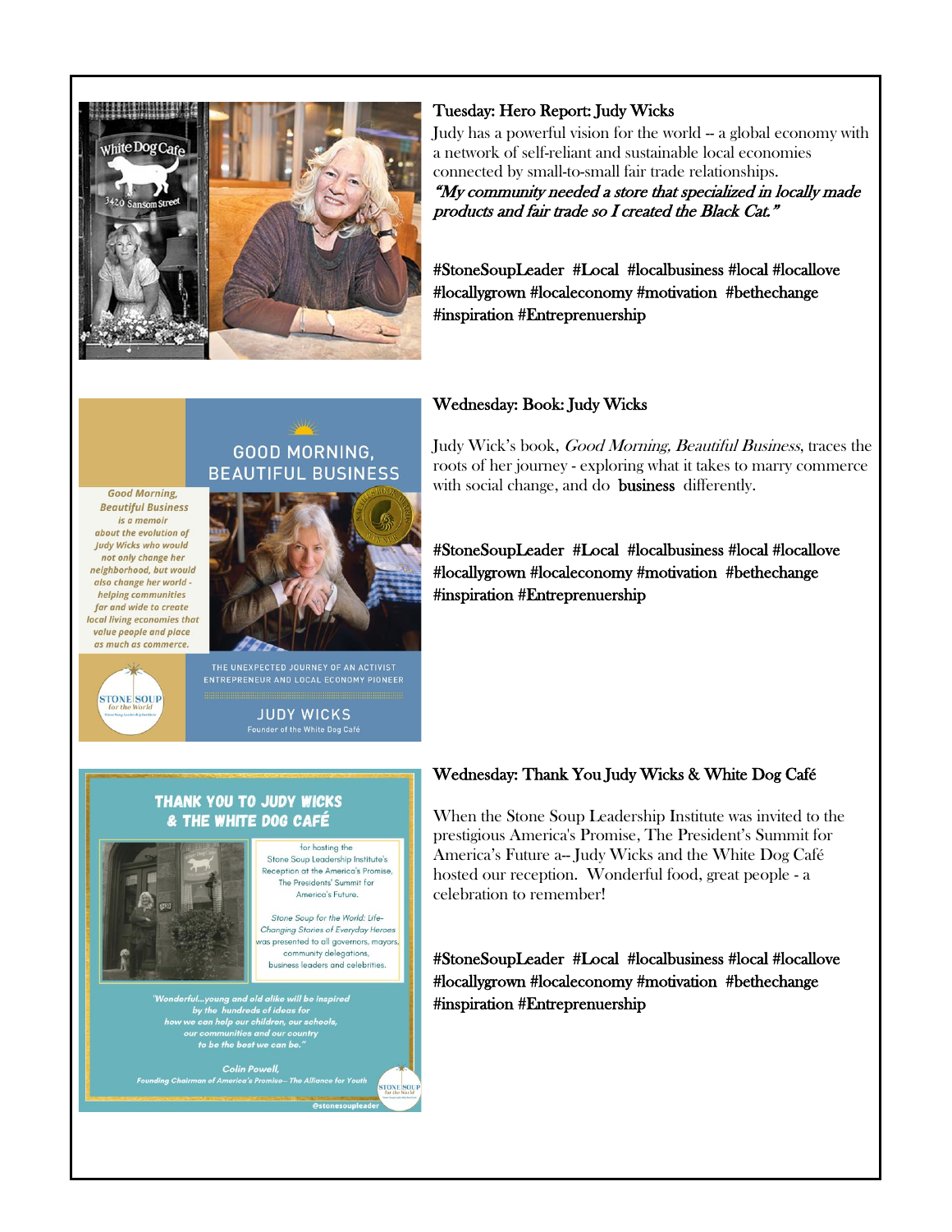## Tuesday: Hero Report: Judy Wicks

Judy has a powerful vision for the world -- a global economy with a network of self-reliant and sustainable local economies connected by small-to-small fair trade relationships.
***"My community needed a store that specialized in locally made products and fair trade so I created the Black Cat."***

#StoneSoupLeader #Local #localbusiness #local #locallove #locallygrown #localeconomy #motivation #bethechange #inspiration #Entrepreneurship

## Wednesday: Book: Judy Wicks

Judy Wick's book, *Good Morning, Beautiful Business*, traces the roots of her journey - exploring what it takes to marry commerce with social change, and do **business** differently.

#StoneSoupLeader #Local #localbusiness #local #locallove #locallygrown #localeconomy #motivation #bethechange #inspiration #Entrepreneurship

## Wednesday: Thank You Judy Wicks & White Dog Café

When the Stone Soup Leadership Institute was invited to the prestigious America's Promise, The President's Summit for America's Future a-- Judy Wicks and the White Dog Café hosted our reception. Wonderful food, great people - a celebration to remember!

#StoneSoupLeader #Local #localbusiness #local #locallove #locallygrown #localeconomy #motivation #bethechange #inspiration #Entrepreneurship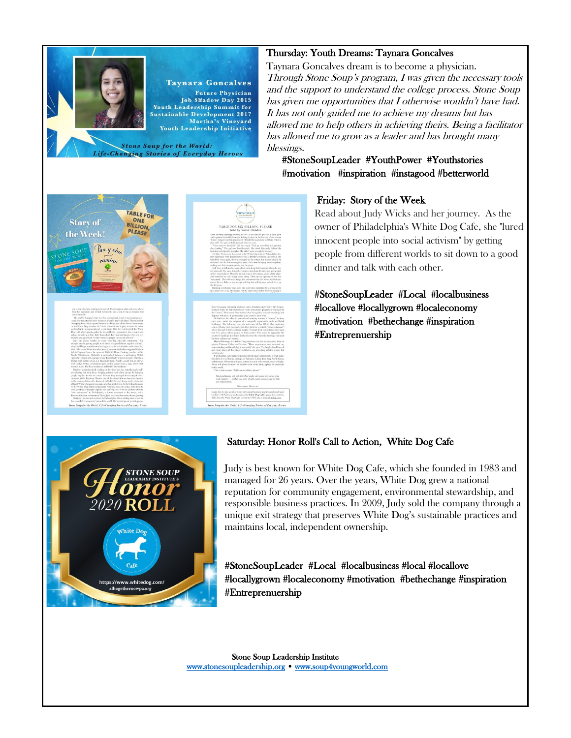### Thursday: Youth Dreams: Taynara Goncalves

Taynara Goncalves dream is to become a physician.

*Through Stone Soup's program, I was given the necessary tools and the support to understand the college process. Stone Soup has given me opportunities that I otherwise wouldn't have had. It has not only guided me to achieve my dreams but has allowed me to help others in achieving theirs. Being a facilitator has allowed me to grow as a leader and has brought many blessings.*

#StoneSoupLeader #YouthPower #Youthstories #motivation #inspiration #instagood #betterworld

### Friday: Story of the Week

Read about Judy Wicks and her journey. As the owner of Philadelphia's White Dog Cafe, she "lured innocent people into social activism" by getting people from different worlds to sit down to a good dinner and talk with each other.

#StoneSoupLeader #Local #localbusiness #locallove #locallygrown #localeconomy #motivation #bethechange #inspiration #Entreprenuership

### Saturday: Honor Roll's Call to Action, White Dog Cafe

Judy is best known for White Dog Cafe, which she founded in 1983 and managed for 26 years. Over the years, White Dog grew a national reputation for community engagement, environmental stewardship, and responsible business practices. In 2009, Judy sold the company through a unique exit strategy that preserves White Dog's sustainable practices and maintains local, independent ownership.

#StoneSoupLeader #Local #localbusiness #local #locallove #locallygrown #localeconomy #motivation #bethechange #inspiration #Entreprenuership

Stone Soup Leadership Institute
www.stonesoupleadership.org • www.soup4youngworld.com